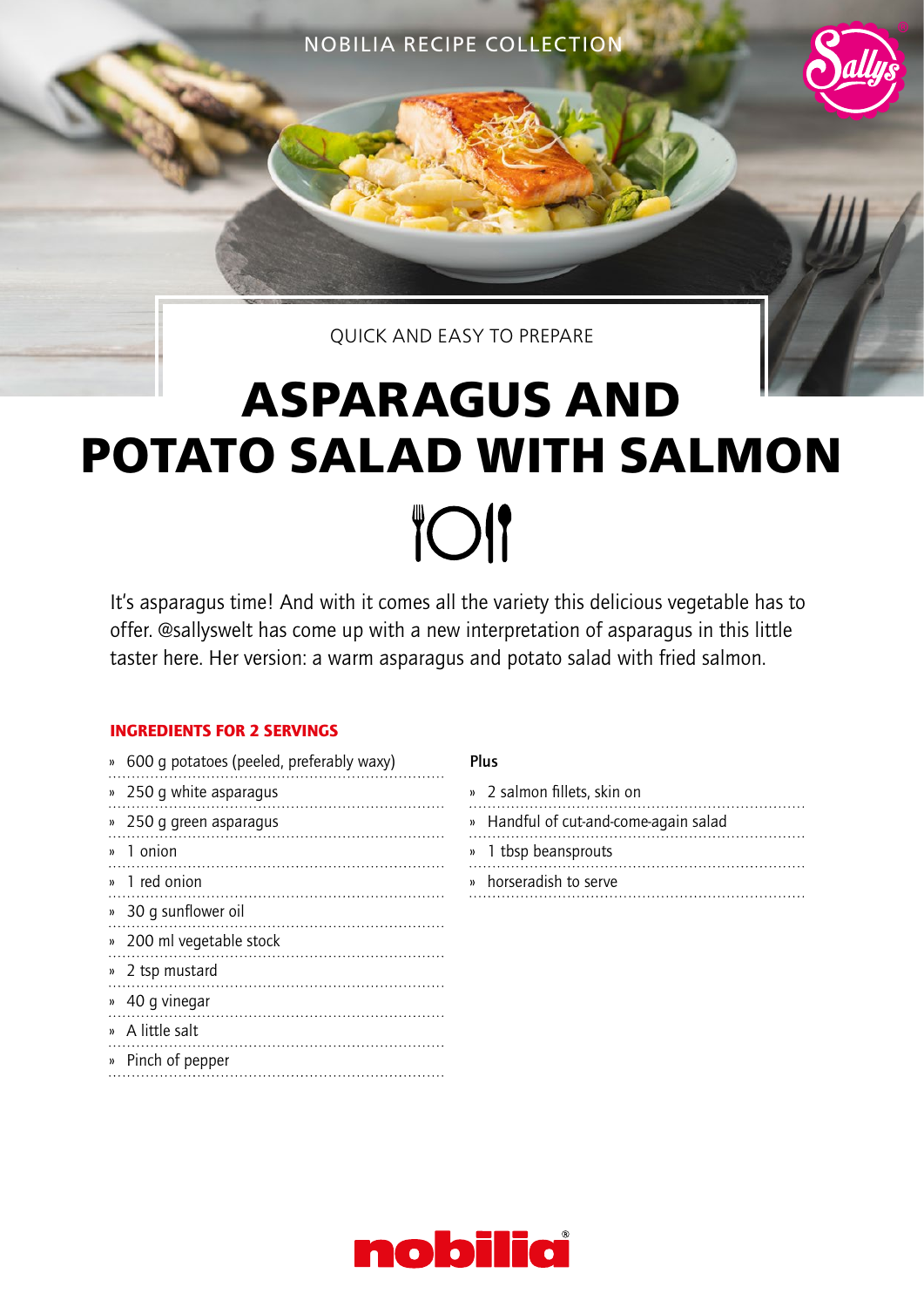NOBILIA RECIPE COLLECTION

QUICK AND EASY TO PREPARE

# ASPARAGUS AND POTATO SALAD WITH SALMON

It's asparagus time! And with it comes all the variety this delicious vegetable has to offer. @sallyswelt has come up with a new interpretation of asparagus in this little taster here. Her version: a warm asparagus and potato salad with fried salmon.

## INGREDIENTS FOR 2 SERVINGS

- 600 g potatoes (peeled, preferably waxy)
- 250 g white asparagus
- 250 g green asparagus
- 1 onion
- 1 red onion
- 30 g sunflower oil
- 200 ml vegetable stock
- 2 tsp mustard
- 40 g vinegar
- A little salt
- Pinch of pepper

**Plus**

- 2 salmon fillets, skin on
- Handful of cut-and-come-again salad
- 1 tbsp beansprouts
- horseradish to serve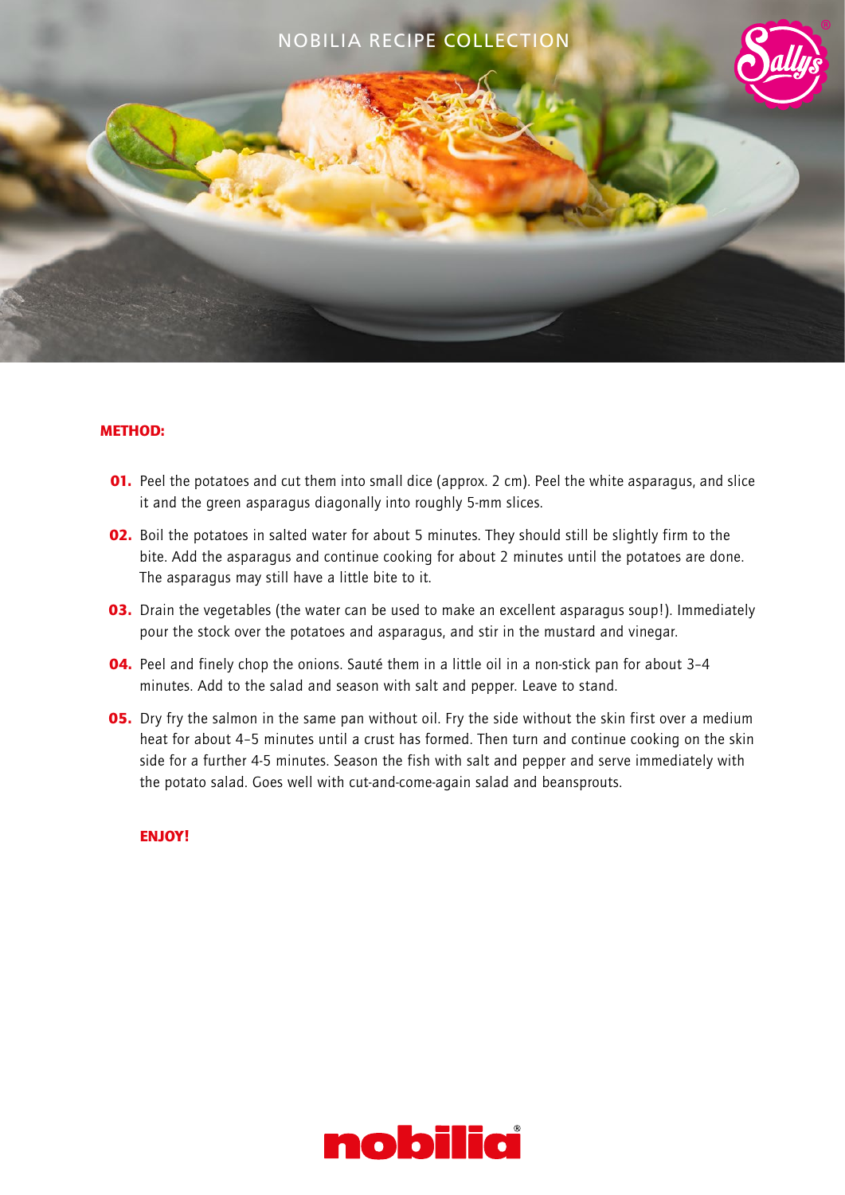**METHOD:**

**01.** Peel the potatoes and cut them into small dice (approx. 2 cm). Peel the white asparagus, and slice it and the green asparagus diagonally into roughly 5-mm slices.

**02.** Boil the potatoes in salted water for about 5 minutes. They should still be slightly firm to the bite. Add the asparagus and continue cooking for about 2 minutes until the potatoes are done. The asparagus may still have a little bite to it.

**03.** Drain the vegetables (the water can be used to make an excellent asparagus soup!). Immediately pour the stock over the potatoes and asparagus, and stir in the mustard and vinegar.

**04.** Peel and finely chop the onions. Sauté them in a little oil in a non-stick pan for about 3–4 minutes. Add to the salad and season with salt and pepper. Leave to stand.

**05.** Dry fry the salmon in the same pan without oil. Fry the side without the skin first over a medium heat for about 4–5 minutes until a crust has formed. Then turn and continue cooking on the skin side for a further 4-5 minutes. Season the fish with salt and pepper and serve immediately with the potato salad. Goes well with cut-and-come-again salad and beansprouts.

**ENJOY!**